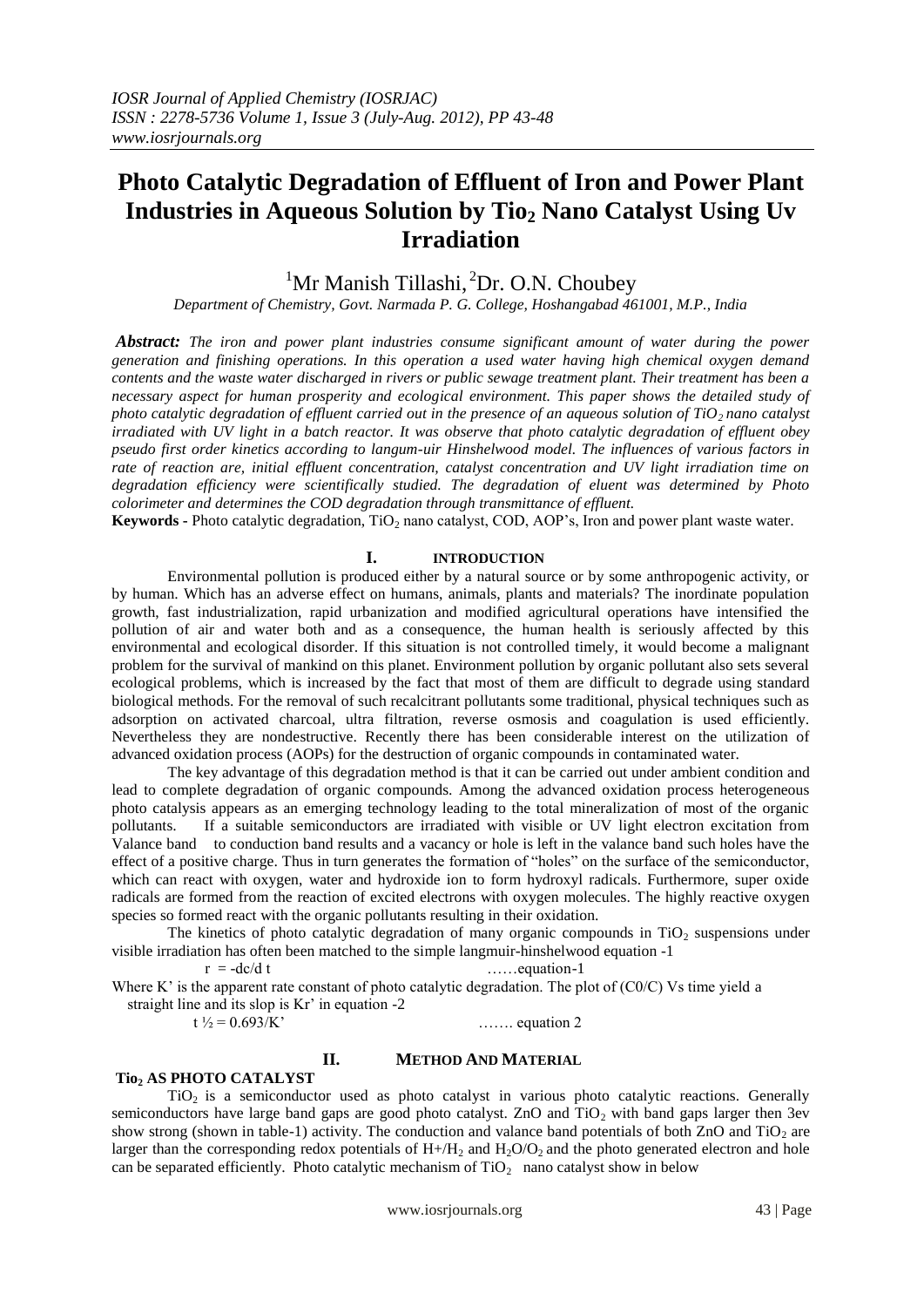# Photo Catalytic Degradation of Effluent of Iron and Power Plant Industries in Aqueous Solution by $Tio_2$ Nano Catalyst Using Uv Irradiation

[1]Mr Manish Tillashi, [2]Dr. O.N. Choubey

*Department of Chemistry, Govt. Narmada P. G. College, Hoshangabad 461001, M.P., India*

***Abstract:*** *The iron and power plant industries consume significant amount of water during the power generation and finishing operations. In this operation a used water having high chemical oxygen demand contents and the waste water discharged in rivers or public sewage treatment plant. Their treatment has been a necessary aspect for human prosperity and ecological environment. This paper shows the detailed study of photo catalytic degradation of effluent carried out in the presence of an aqueous solution of $TiO_2$ nano catalyst irradiated with UV light in a batch reactor. It was observe that photo catalytic degradation of effluent obey pseudo first order kinetics according to langum-uir Hinshelwood model. The influences of various factors in rate of reaction are, initial effluent concentration, catalyst concentration and UV light irradiation time on degradation efficiency were scientifically studied. The degradation of eluent was determined by Photo colorimeter and determines the COD degradation through transmittance of effluent.*

**Keywords -** Photo catalytic degradation, $TiO_2$ nano catalyst, COD, AOP's, Iron and power plant waste water.

## I. INTRODUCTION

Environmental pollution is produced either by a natural source or by some anthropogenic activity, or by human. Which has an adverse effect on humans, animals, plants and materials? The inordinate population growth, fast industrialization, rapid urbanization and modified agricultural operations have intensified the pollution of air and water both and as a consequence, the human health is seriously affected by this environmental and ecological disorder. If this situation is not controlled timely, it would become a malignant problem for the survival of mankind on this planet. Environment pollution by organic pollutant also sets several ecological problems, which is increased by the fact that most of them are difficult to degrade using standard biological methods. For the removal of such recalcitrant pollutants some traditional, physical techniques such as adsorption on activated charcoal, ultra filtration, reverse osmosis and coagulation is used efficiently. Nevertheless they are nondestructive. Recently there has been considerable interest on the utilization of advanced oxidation process (AOPs) for the destruction of organic compounds in contaminated water.

The key advantage of this degradation method is that it can be carried out under ambient condition and lead to complete degradation of organic compounds. Among the advanced oxidation process heterogeneous photo catalysis appears as an emerging technology leading to the total mineralization of most of the organic pollutants. If a suitable semiconductors are irradiated with visible or UV light electron excitation from Valance band to conduction band results and a vacancy or hole is left in the valance band such holes have the effect of a positive charge. Thus in turn generates the formation of "holes" on the surface of the semiconductor, which can react with oxygen, water and hydroxide ion to form hydroxyl radicals. Furthermore, super oxide radicals are formed from the reaction of excited electrons with oxygen molecules. The highly reactive oxygen species so formed react with the organic pollutants resulting in their oxidation.

The kinetics of photo catalytic degradation of many organic compounds in $TiO_2$ suspensions under visible irradiation has often been matched to the simple langmuir-hinshelwood equation -1

$r = -dc/d\,t$ ……equation-1

Where K' is the apparent rate constant of photo catalytic degradation. The plot of (C0/C) Vs time yield a straight line and its slop is Kr' in equation -2

$t_{1/2} = 0.693/K'$ ……. equation 2

## II. METHOD AND MATERIAL

### $Tio_2$ AS PHOTO CATALYST

$TiO_2$ is a semiconductor used as photo catalyst in various photo catalytic reactions. Generally semiconductors have large band gaps are good photo catalyst. ZnO and $TiO_2$ with band gaps larger then 3ev show strong (shown in table-1) activity. The conduction and valance band potentials of both ZnO and $TiO_2$ are larger than the corresponding redox potentials of $H^+/H_2$ and $H_2O/O_2$ and the photo generated electron and hole can be separated efficiently. Photo catalytic mechanism of $TiO_2$ nano catalyst show in below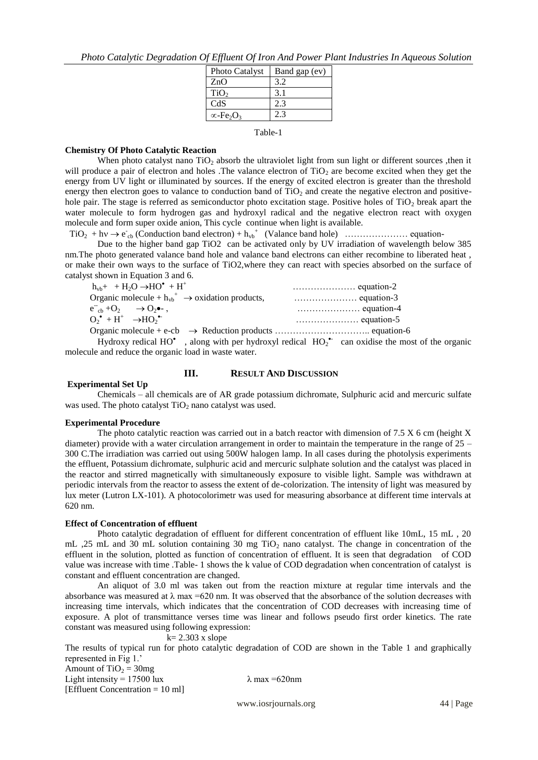| Photo Catalyst | Band gap (ev) |
|---|---|
| ZnO | 3.2 |
| $TiO_2$ | 3.1 |
| CdS | 2.3 |
| $\propto$-$Fe_2O_3$ | 2.3 |

Table-1

**Chemistry Of Photo Catalytic Reaction**

When photo catalyst nano $TiO_2$ absorb the ultraviolet light from sun light or different sources ,then it will produce a pair of electron and holes .The valance electron of $TiO_2$ are become excited when they get the energy from UV light or illuminated by sources. If the energy of excited electron is greater than the threshold energy then electron goes to valance to conduction band of $TiO_2$ and create the negative electron and positive-hole pair. The stage is referred as semiconductor photo excitation stage. Positive holes of $TiO_2$ break apart the water molecule to form hydrogen gas and hydroxyl radical and the negative electron react with oxygen molecule and form super oxide anion, This cycle continue when light is available.

$TiO_2 + h\nu \rightarrow e^-_{cb}$ (Conduction band electron) $+ h_{vb}^+$ (Valance band hole) ………………… equation-

Due to the higher band gap TiO2 can be activated only by UV irradiation of wavelength below 385 nm.The photo generated valance band hole and valance band electrons can either recombine to liberated heat , or make their own ways to the surface of TiO2,where they can react with species absorbed on the surface of catalyst shown in Equation 3 and 6.

$h_{vb}+ \ + H_2O \rightarrow HO^{\bullet} + H^+$ ………………… equation-2

Organic molecule $+ h_{vb}^+ \rightarrow$ oxidation products, ………………… equation-3

$e^-_{cb} + O_2 \rightarrow O_2\bullet-$ , ………………… equation-4

$O_2^{\bullet} + H^+ \rightarrow HO_2^{\bullet-}$ ………………… equation-5

Organic molecule + e-cb $\rightarrow$ Reduction products ………………………….. equation-6

Hydroxy redical $HO^{\bullet}$ , along with per hydroxyl redical $HO_2^{\bullet-}$ can oxidise the most of the organic molecule and reduce the organic load in waste water.

## III. RESULT AND DISCUSSION

**Experimental Set Up**

Chemicals – all chemicals are of AR grade potassium dichromate, Sulphuric acid and mercuric sulfate was used. The photo catalyst $TiO_2$ nano catalyst was used.

**Experimental Procedure**

The photo catalytic reaction was carried out in a batch reactor with dimension of 7.5 X 6 cm (height X diameter) provide with a water circulation arrangement in order to maintain the temperature in the range of 25 – 300 C.The irradiation was carried out using 500W halogen lamp. In all cases during the photolysis experiments the effluent, Potassium dichromate, sulphuric acid and mercuric sulphate solution and the catalyst was placed in the reactor and stirred magnetically with simultaneously exposure to visible light. Sample was withdrawn at periodic intervals from the reactor to assess the extent of de-colorization. The intensity of light was measured by lux meter (Lutron LX-101). A photocolorimetr was used for measuring absorbance at different time intervals at 620 nm.

**Effect of Concentration of effluent**

Photo catalytic degradation of effluent for different concentration of effluent like 10mL, 15 mL , 20 mL ,25 mL and 30 mL solution containing 30 mg $TiO_2$ nano catalyst. The change in concentration of the effluent in the solution, plotted as function of concentration of effluent. It is seen that degradation of COD value was increase with time .Table- 1 shows the k value of COD degradation when concentration of catalyst is constant and effluent concentration are changed.

An aliquot of 3.0 ml was taken out from the reaction mixture at regular time intervals and the absorbance was measured at $\lambda$ max =620 nm. It was observed that the absorbance of the solution decreases with increasing time intervals, which indicates that the concentration of COD decreases with increasing time of exposure. A plot of transmittance verses time was linear and follows pseudo first order kinetics. The rate constant was measured using following expression:

$$k = 2.303 \times slope$$

The results of typical run for photo catalytic degradation of COD are shown in the Table 1 and graphically represented in Fig 1.'

Amount of $TiO_2$ = 30mg

Light intensity = 17500 lux $\lambda$ max =620nm

[Effluent Concentration = 10 ml]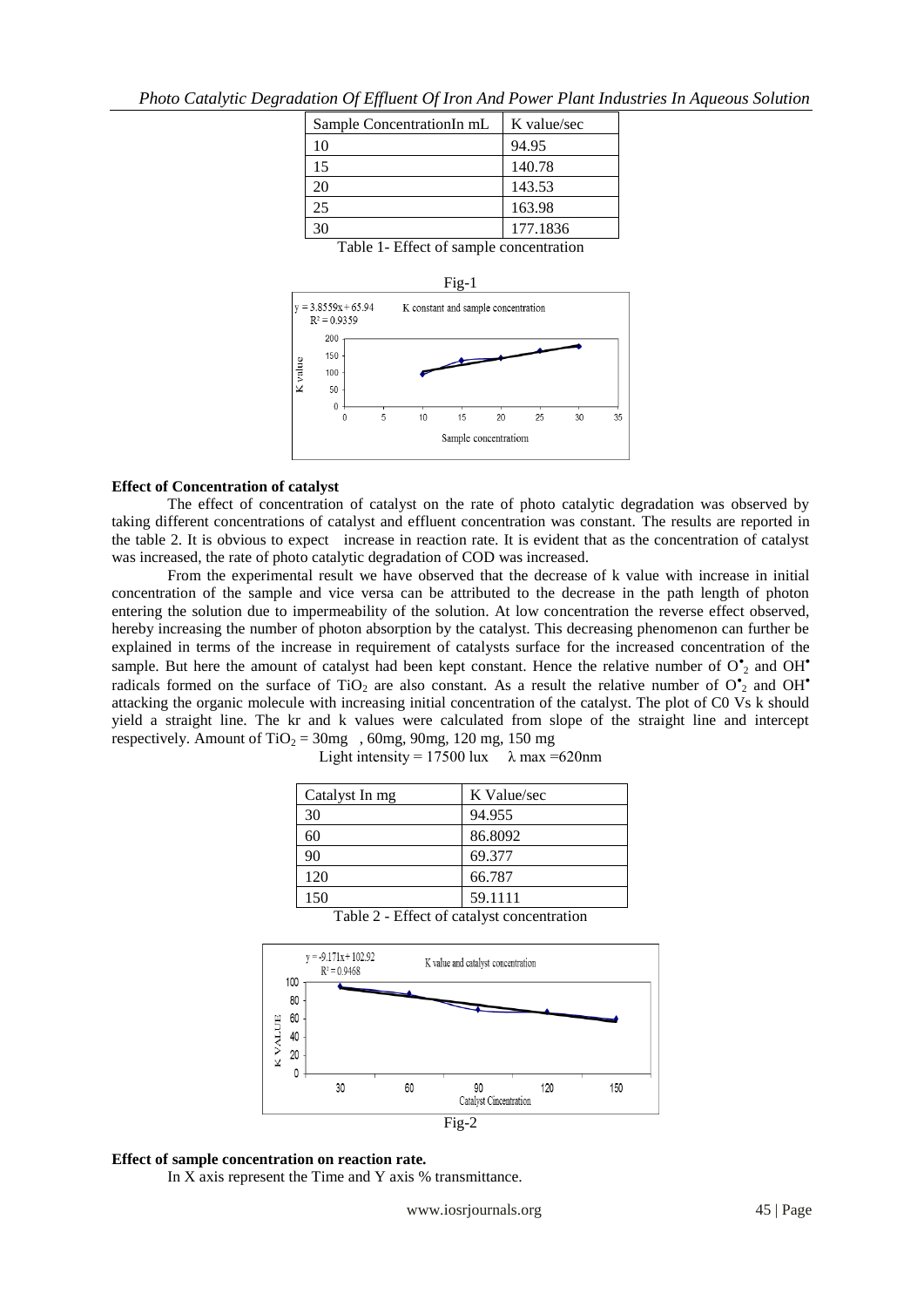| Sample ConcentrationIn mL | K value/sec |
|---|---|
| 10 | 94.95 |
| 15 | 140.78 |
| 20 | 143.53 |
| 25 | 163.98 |
| 30 | 177.1836 |

Table 1- Effect of sample concentration

Fig-1

**Effect of Concentration of catalyst**

The effect of concentration of catalyst on the rate of photo catalytic degradation was observed by taking different concentrations of catalyst and effluent concentration was constant. The results are reported in the table 2. It is obvious to expect increase in reaction rate. It is evident that as the concentration of catalyst was increased, the rate of photo catalytic degradation of COD was increased.

From the experimental result we have observed that the decrease of k value with increase in initial concentration of the sample and vice versa can be attributed to the decrease in the path length of photon entering the solution due to impermeability of the solution. At low concentration the reverse effect observed, hereby increasing the number of photon absorption by the catalyst. This decreasing phenomenon can further be explained in terms of the increase in requirement of catalysts surface for the increased concentration of the sample. But here the amount of catalyst had been kept constant. Hence the relative number of $O^{\bullet}_2$ and $OH^{\bullet}$ radicals formed on the surface of $TiO_2$ are also constant. As a result the relative number of $O^{\bullet}_2$ and $OH^{\bullet}$ attacking the organic molecule with increasing initial concentration of the catalyst. The plot of C0 Vs k should yield a straight line. The kr and k values were calculated from slope of the straight line and intercept respectively. Amount of $TiO_2$ = 30mg , 60mg, 90mg, 120 mg, 150 mg

Light intensity = 17500 lux $\lambda$ max =620nm

| Catalyst In mg | K Value/sec |
|---|---|
| 30 | 94.955 |
| 60 | 86.8092 |
| 90 | 69.377 |
| 120 | 66.787 |
| 150 | 59.1111 |

Table 2 - Effect of catalyst concentration

Fig-2

**Effect of sample concentration on reaction rate.**

In X axis represent the Time and Y axis % transmittance.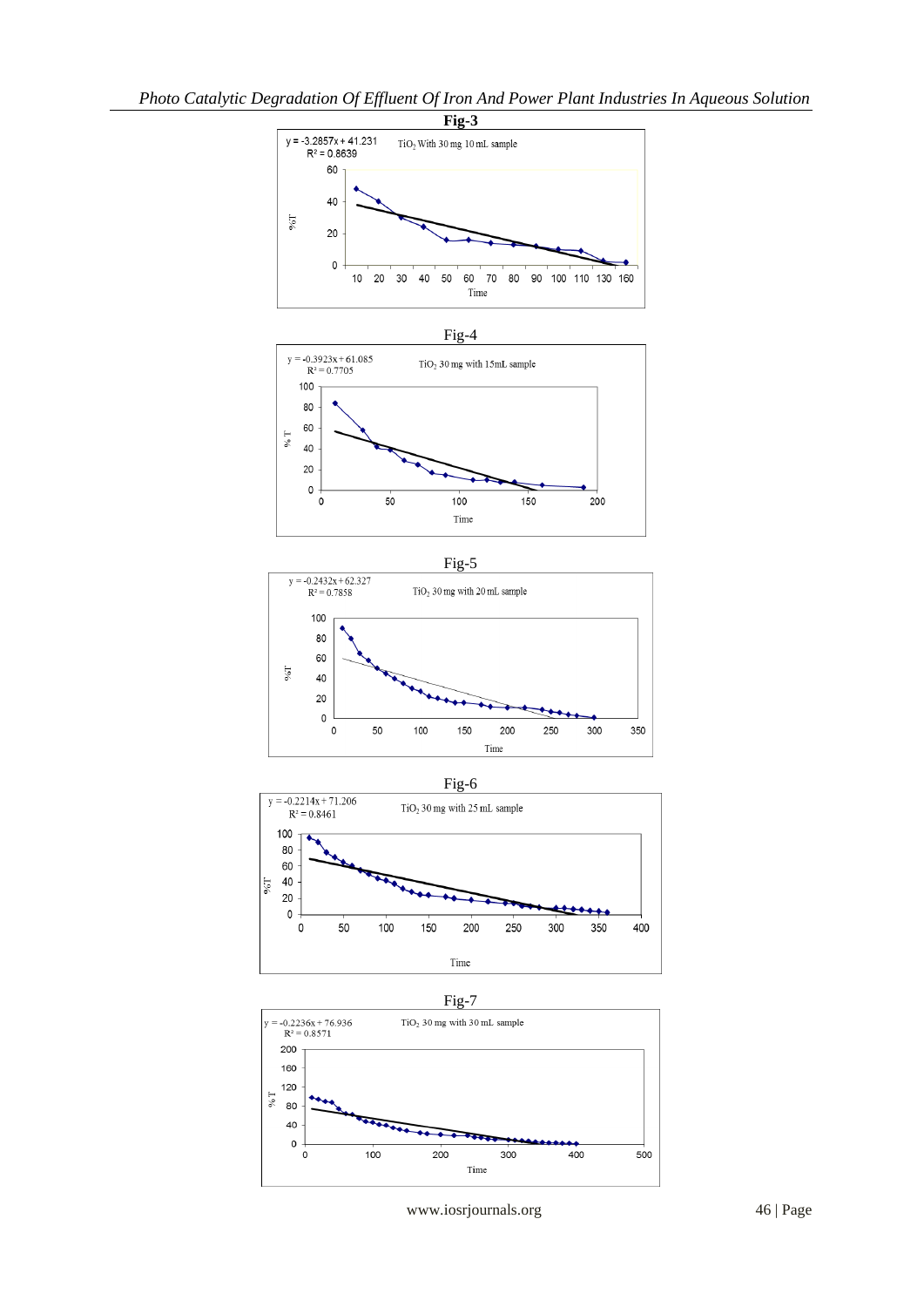**Fig-3**

$y = -3.2857x + 41.231$
$R^2 = 0.8639$

$TiO_2$ With 30 mg 10 mL sample

Fig-4

$y = -0.3923x + 61.085$
$R^2 = 0.7705$

$TiO_2$ 30 mg with 15mL sample

Fig-5

$y = -0.2432x + 62.327$
$R^2 = 0.7858$

$TiO_2$ 30 mg with 20 mL sample

Fig-6

$y = -0.2214x + 71.206$
$R^2 = 0.8461$

$TiO_2$ 30 mg with 25 mL sample

Fig-7

$y = -0.2236x + 76.936$
$R^2 = 0.8571$

$TiO_2$ 30 mg with 30 mL sample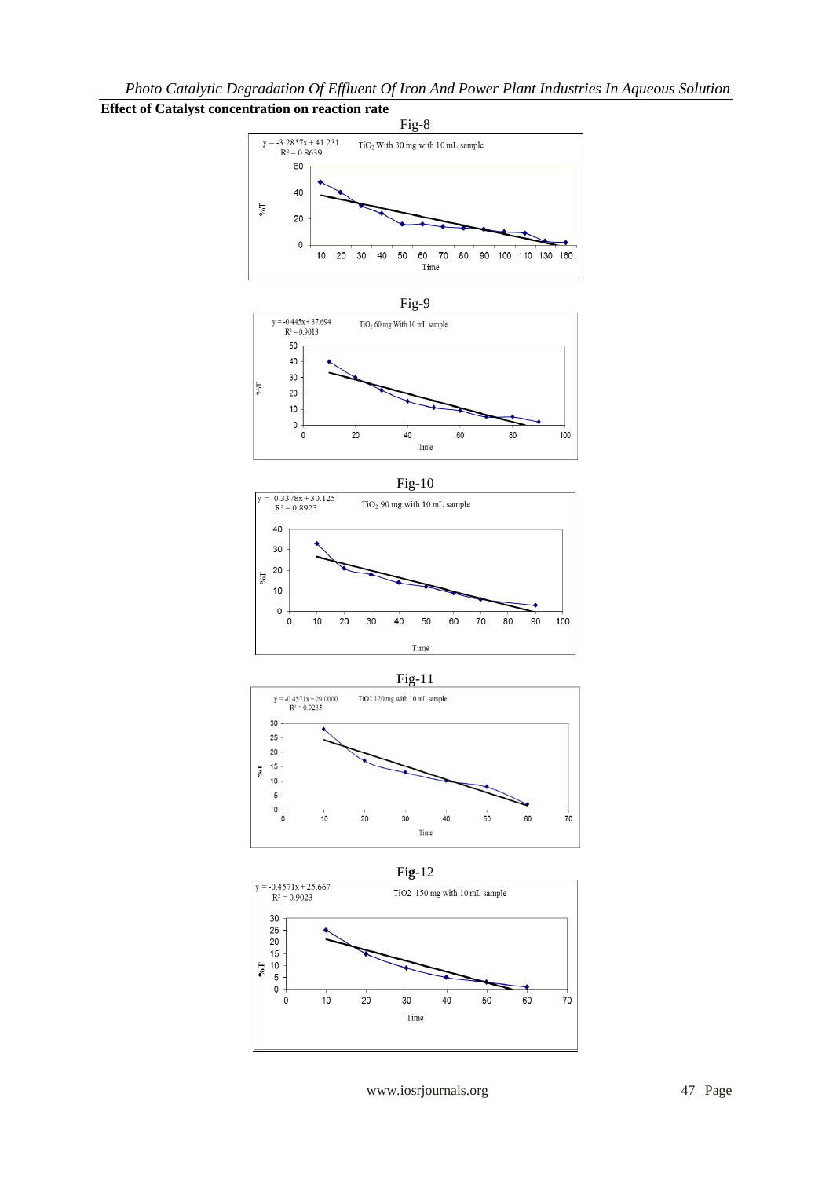**Effect of Catalyst concentration on reaction rate**

Fig-8

$y = -3.2857x + 41.231$
$R^2 = 0.8639$

$TiO_2$ With 30 mg with 10 mL sample

Fig-9

$y = -0.445x + 37.694$
$R^2 = 0.9013$

$TiO_2$ 60 mg With 10 mL sample

Fig-10

$y = -0.3378x + 30.125$
$R^2 = 0.8923$

$TiO_2$ 90 mg with 10 mL sample

Fig-11

$y = -0.4571x + 29.0000$
$R^2 = 0.9235$

TiO2 120 mg with 10 mL sample

Fig-12

$y = -0.4571x + 25.667$
$R^2 = 0.9023$

TiO2 150 mg with 10 mL sample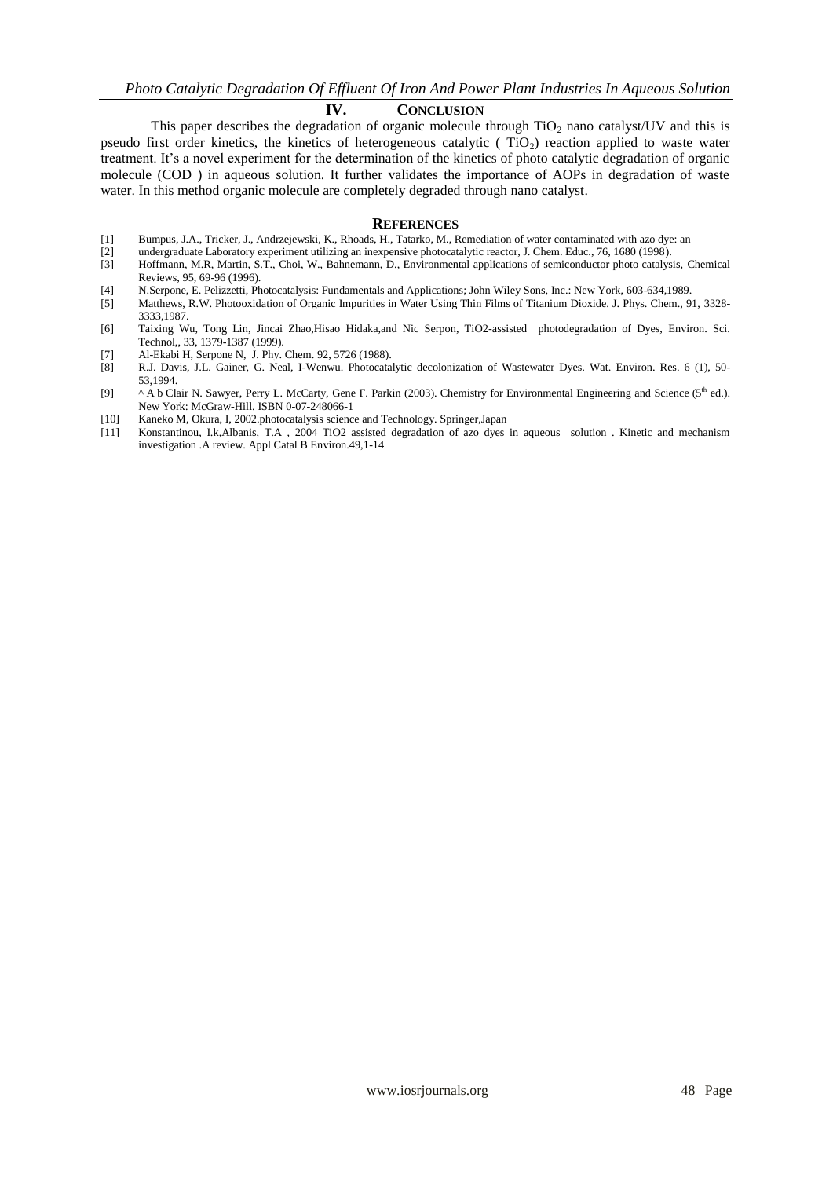## IV. CONCLUSION

This paper describes the degradation of organic molecule through $TiO_2$ nano catalyst/UV and this is pseudo first order kinetics, the kinetics of heterogeneous catalytic ( $TiO_2$) reaction applied to waste water treatment. It's a novel experiment for the determination of the kinetics of photo catalytic degradation of organic molecule (COD ) in aqueous solution. It further validates the importance of AOPs in degradation of waste water. In this method organic molecule are completely degraded through nano catalyst.

## REFERENCES

[1] Bumpus, J.A., Tricker, J., Andrzejewski, K., Rhoads, H., Tatarko, M., Remediation of water contaminated with azo dye: an
[2] undergraduate Laboratory experiment utilizing an inexpensive photocatalytic reactor, J. Chem. Educ., 76, 1680 (1998).
[3] Hoffmann, M.R, Martin, S.T., Choi, W., Bahnemann, D., Environmental applications of semiconductor photo catalysis, Chemical Reviews, 95, 69-96 (1996).
[4] N.Serpone, E. Pelizzetti, Photocatalysis: Fundamentals and Applications; John Wiley Sons, Inc.: New York, 603-634,1989.
[5] Matthews, R.W. Photooxidation of Organic Impurities in Water Using Thin Films of Titanium Dioxide. J. Phys. Chem., 91, 3328-3333,1987.
[6] Taixing Wu, Tong Lin, Jincai Zhao,Hisao Hidaka,and Nic Serpon, TiO2-assisted photodegradation of Dyes, Environ. Sci. Technol,, 33, 1379-1387 (1999).
[7] Al-Ekabi H, Serpone N, J. Phy. Chem. 92, 5726 (1988).
[8] R.J. Davis, J.L. Gainer, G. Neal, I-Wenwu. Photocatalytic decolonization of Wastewater Dyes. Wat. Environ. Res. 6 (1), 50-53,1994.
[9] ^ A b Clair N. Sawyer, Perry L. McCarty, Gene F. Parkin (2003). Chemistry for Environmental Engineering and Science (5th ed.). New York: McGraw-Hill. ISBN 0-07-248066-1
[10] Kaneko M, Okura, I, 2002.photocatalysis science and Technology. Springer,Japan
[11] Konstantinou, I.k,Albanis, T.A , 2004 TiO2 assisted degradation of azo dyes in aqueous solution . Kinetic and mechanism investigation .A review. Appl Catal B Environ.49,1-14